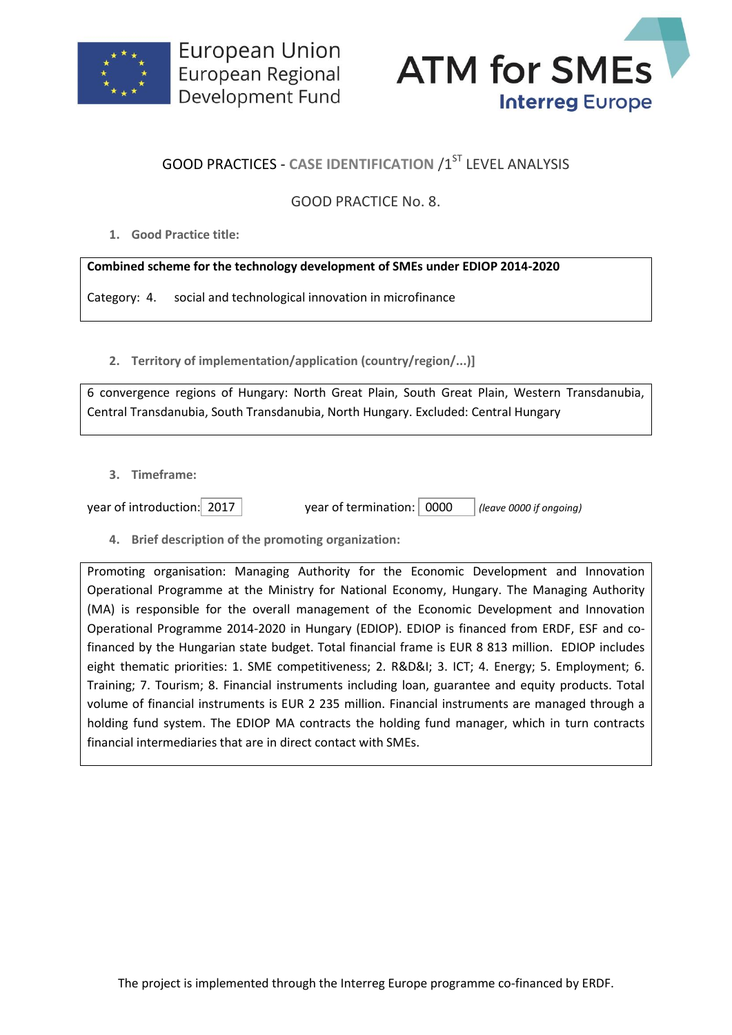European Union
European Regional
Development Fund

ATM for SMEs
Interreg Europe

## GOOD PRACTICES - CASE IDENTIFICATION /1ST LEVEL ANALYSIS

### GOOD PRACTICE No. 8.

**1. Good Practice title:**

**Combined scheme for the technology development of SMEs under EDIOP 2014-2020**

Category: 4. social and technological innovation in microfinance

**2. Territory of implementation/application (country/region/...)]**

6 convergence regions of Hungary: North Great Plain, South Great Plain, Western Transdanubia, Central Transdanubia, South Transdanubia, North Hungary. Excluded: Central Hungary

**3. Timeframe:**

year of introduction: 2017 year of termination: 0000 *(leave 0000 if ongoing)*

**4. Brief description of the promoting organization:**

Promoting organisation: Managing Authority for the Economic Development and Innovation Operational Programme at the Ministry for National Economy, Hungary. The Managing Authority (MA) is responsible for the overall management of the Economic Development and Innovation Operational Programme 2014-2020 in Hungary (EDIOP). EDIOP is financed from ERDF, ESF and co-financed by the Hungarian state budget. Total financial frame is EUR 8 813 million. EDIOP includes eight thematic priorities: 1. SME competitiveness; 2. R&D&I; 3. ICT; 4. Energy; 5. Employment; 6. Training; 7. Tourism; 8. Financial instruments including loan, guarantee and equity products. Total volume of financial instruments is EUR 2 235 million. Financial instruments are managed through a holding fund system. The EDIOP MA contracts the holding fund manager, which in turn contracts financial intermediaries that are in direct contact with SMEs.

The project is implemented through the Interreg Europe programme co-financed by ERDF.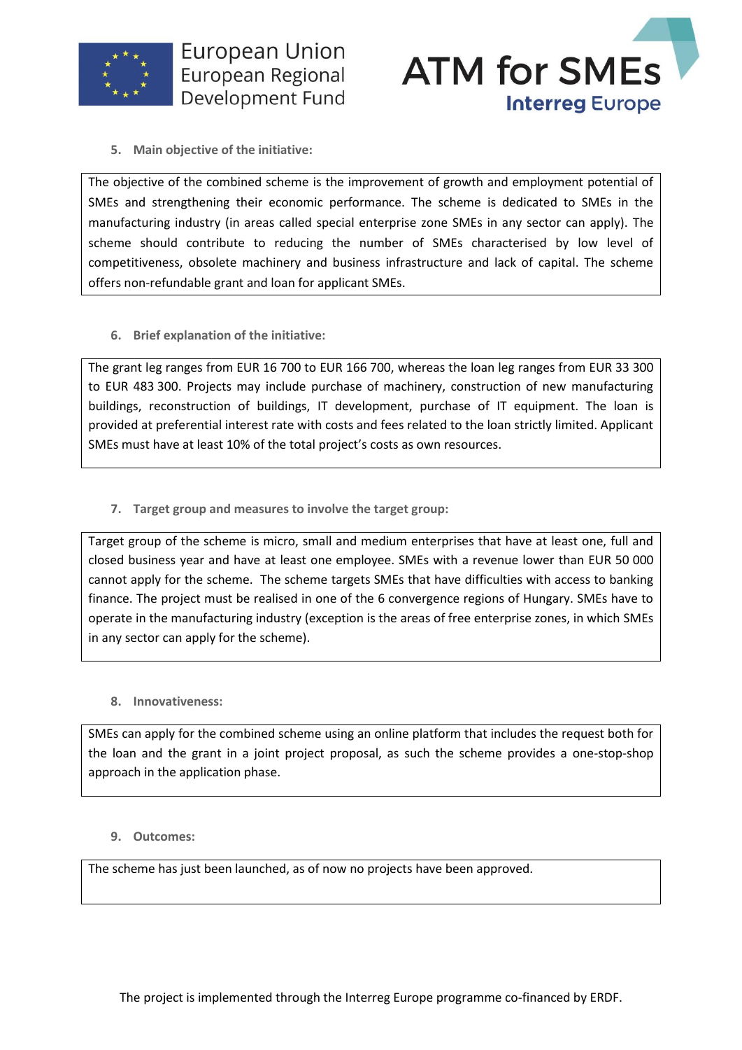## 5. Main objective of the initiative:

The objective of the combined scheme is the improvement of growth and employment potential of SMEs and strengthening their economic performance. The scheme is dedicated to SMEs in the manufacturing industry (in areas called special enterprise zone SMEs in any sector can apply). The scheme should contribute to reducing the number of SMEs characterised by low level of competitiveness, obsolete machinery and business infrastructure and lack of capital. The scheme offers non-refundable grant and loan for applicant SMEs.

## 6. Brief explanation of the initiative:

The grant leg ranges from EUR 16 700 to EUR 166 700, whereas the loan leg ranges from EUR 33 300 to EUR 483 300. Projects may include purchase of machinery, construction of new manufacturing buildings, reconstruction of buildings, IT development, purchase of IT equipment. The loan is provided at preferential interest rate with costs and fees related to the loan strictly limited. Applicant SMEs must have at least 10% of the total project's costs as own resources.

## 7. Target group and measures to involve the target group:

Target group of the scheme is micro, small and medium enterprises that have at least one, full and closed business year and have at least one employee. SMEs with a revenue lower than EUR 50 000 cannot apply for the scheme. The scheme targets SMEs that have difficulties with access to banking finance. The project must be realised in one of the 6 convergence regions of Hungary. SMEs have to operate in the manufacturing industry (exception is the areas of free enterprise zones, in which SMEs in any sector can apply for the scheme).

## 8. Innovativeness:

SMEs can apply for the combined scheme using an online platform that includes the request both for the loan and the grant in a joint project proposal, as such the scheme provides a one-stop-shop approach in the application phase.

## 9. Outcomes:

The scheme has just been launched, as of now no projects have been approved.